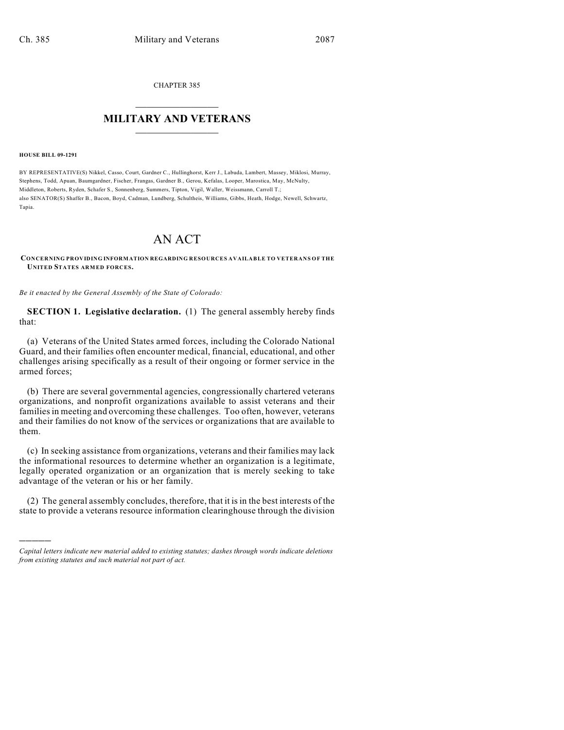CHAPTER 385

# MILITARY AND VETERANS

**HOUSE BILL 09-1291**

BY REPRESENTATIVE(S) Nikkel, Casso, Court, Gardner C., Hullinghorst, Kerr J., Labuda, Lambert, Massey, Miklosi, Murray, Stephens, Todd, Apuan, Baumgardner, Fischer, Frangas, Gardner B., Gerou, Kefalas, Looper, Marostica, May, McNulty, Middleton, Roberts, Ryden, Schafer S., Sonnenberg, Summers, Tipton, Vigil, Waller, Weissmann, Carroll T.;
also SENATOR(S) Shaffer B., Bacon, Boyd, Cadman, Lundberg, Schultheis, Williams, Gibbs, Heath, Hodge, Newell, Schwartz, Tapia.

# AN ACT

**CONCERNING PROVIDING INFORMATION REGARDING RESOURCES AVAILABLE TO VETERANS OF THE UNITED STATES ARMED FORCES.**

*Be it enacted by the General Assembly of the State of Colorado:*

**SECTION 1. Legislative declaration.** (1) The general assembly hereby finds that:

(a) Veterans of the United States armed forces, including the Colorado National Guard, and their families often encounter medical, financial, educational, and other challenges arising specifically as a result of their ongoing or former service in the armed forces;

(b) There are several governmental agencies, congressionally chartered veterans organizations, and nonprofit organizations available to assist veterans and their families in meeting and overcoming these challenges. Too often, however, veterans and their families do not know of the services or organizations that are available to them.

(c) In seeking assistance from organizations, veterans and their families may lack the informational resources to determine whether an organization is a legitimate, legally operated organization or an organization that is merely seeking to take advantage of the veteran or his or her family.

(2) The general assembly concludes, therefore, that it is in the best interests of the state to provide a veterans resource information clearinghouse through the division

*Capital letters indicate new material added to existing statutes; dashes through words indicate deletions from existing statutes and such material not part of act.*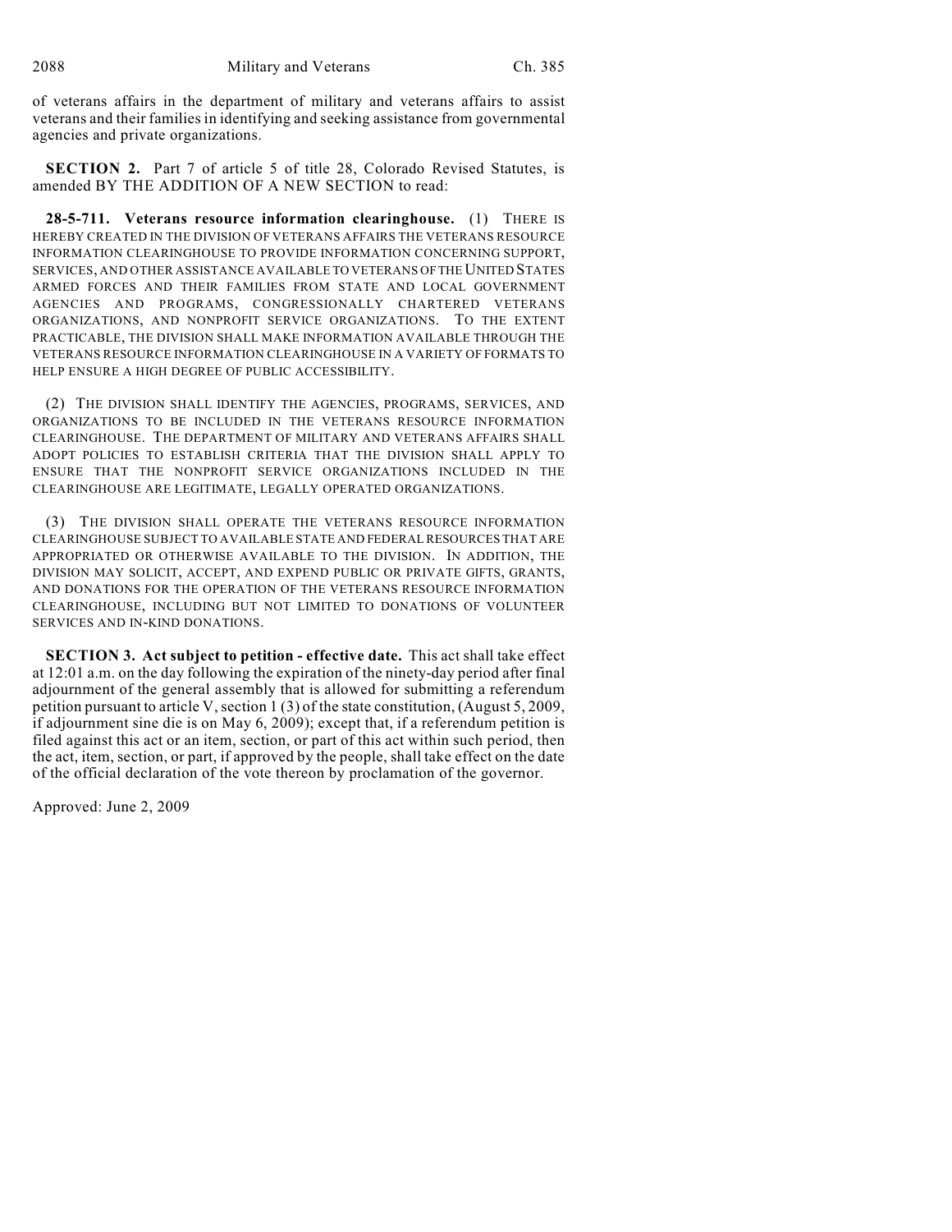of veterans affairs in the department of military and veterans affairs to assist veterans and their families in identifying and seeking assistance from governmental agencies and private organizations.

**SECTION 2.** Part 7 of article 5 of title 28, Colorado Revised Statutes, is amended BY THE ADDITION OF A NEW SECTION to read:

**28-5-711. Veterans resource information clearinghouse.** (1) THERE IS HEREBY CREATED IN THE DIVISION OF VETERANS AFFAIRS THE VETERANS RESOURCE INFORMATION CLEARINGHOUSE TO PROVIDE INFORMATION CONCERNING SUPPORT, SERVICES, AND OTHER ASSISTANCE AVAILABLE TO VETERANS OF THE UNITED STATES ARMED FORCES AND THEIR FAMILIES FROM STATE AND LOCAL GOVERNMENT AGENCIES AND PROGRAMS, CONGRESSIONALLY CHARTERED VETERANS ORGANIZATIONS, AND NONPROFIT SERVICE ORGANIZATIONS. TO THE EXTENT PRACTICABLE, THE DIVISION SHALL MAKE INFORMATION AVAILABLE THROUGH THE VETERANS RESOURCE INFORMATION CLEARINGHOUSE IN A VARIETY OF FORMATS TO HELP ENSURE A HIGH DEGREE OF PUBLIC ACCESSIBILITY.

(2) THE DIVISION SHALL IDENTIFY THE AGENCIES, PROGRAMS, SERVICES, AND ORGANIZATIONS TO BE INCLUDED IN THE VETERANS RESOURCE INFORMATION CLEARINGHOUSE. THE DEPARTMENT OF MILITARY AND VETERANS AFFAIRS SHALL ADOPT POLICIES TO ESTABLISH CRITERIA THAT THE DIVISION SHALL APPLY TO ENSURE THAT THE NONPROFIT SERVICE ORGANIZATIONS INCLUDED IN THE CLEARINGHOUSE ARE LEGITIMATE, LEGALLY OPERATED ORGANIZATIONS.

(3) THE DIVISION SHALL OPERATE THE VETERANS RESOURCE INFORMATION CLEARINGHOUSE SUBJECT TO AVAILABLE STATE AND FEDERAL RESOURCES THAT ARE APPROPRIATED OR OTHERWISE AVAILABLE TO THE DIVISION. IN ADDITION, THE DIVISION MAY SOLICIT, ACCEPT, AND EXPEND PUBLIC OR PRIVATE GIFTS, GRANTS, AND DONATIONS FOR THE OPERATION OF THE VETERANS RESOURCE INFORMATION CLEARINGHOUSE, INCLUDING BUT NOT LIMITED TO DONATIONS OF VOLUNTEER SERVICES AND IN-KIND DONATIONS.

**SECTION 3. Act subject to petition - effective date.** This act shall take effect at 12:01 a.m. on the day following the expiration of the ninety-day period after final adjournment of the general assembly that is allowed for submitting a referendum petition pursuant to article V, section 1 (3) of the state constitution, (August 5, 2009, if adjournment sine die is on May 6, 2009); except that, if a referendum petition is filed against this act or an item, section, or part of this act within such period, then the act, item, section, or part, if approved by the people, shall take effect on the date of the official declaration of the vote thereon by proclamation of the governor.

Approved: June 2, 2009